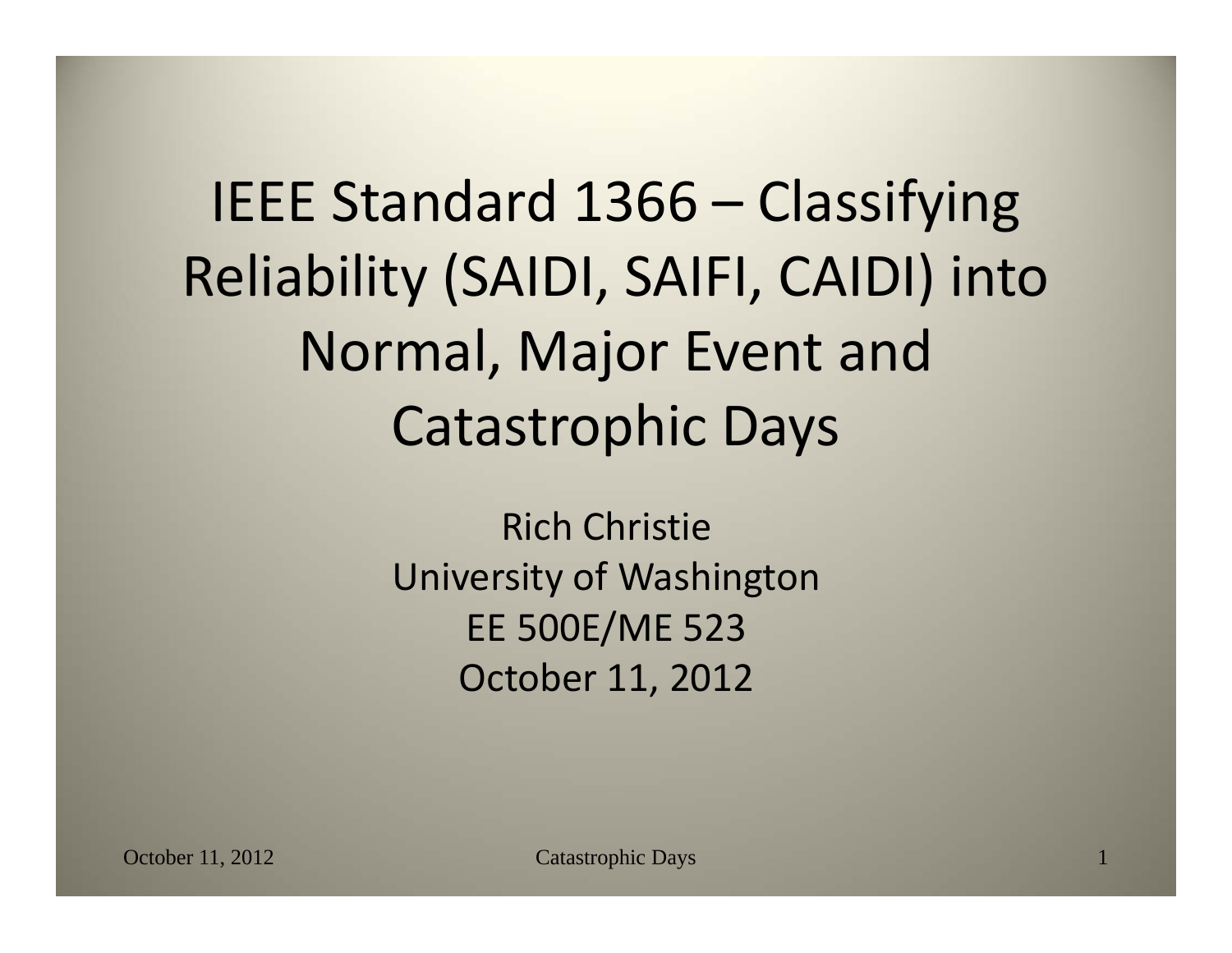# IEEE Standard 1366 – Classifying Reliability (SAIDI, SAIFI, CAIDI) into Normal, Major Event and Catastrophic Days

Rich Christie
University of Washington
EE 500E/ME 523
October 11, 2012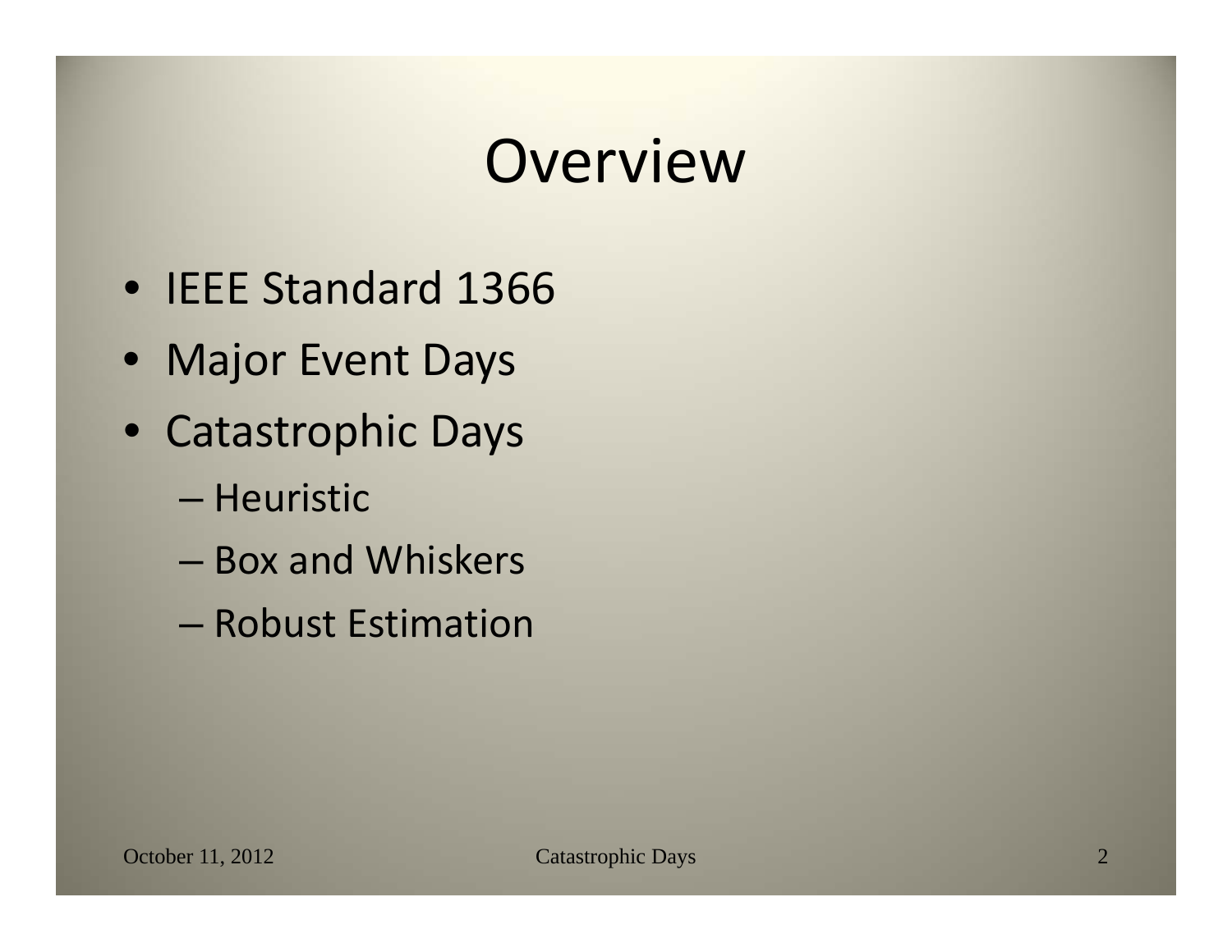# Overview

- IEEE Standard 1366
- Major Event Days
- Catastrophic Days
  - Heuristic
  - Box and Whiskers
  - Robust Estimation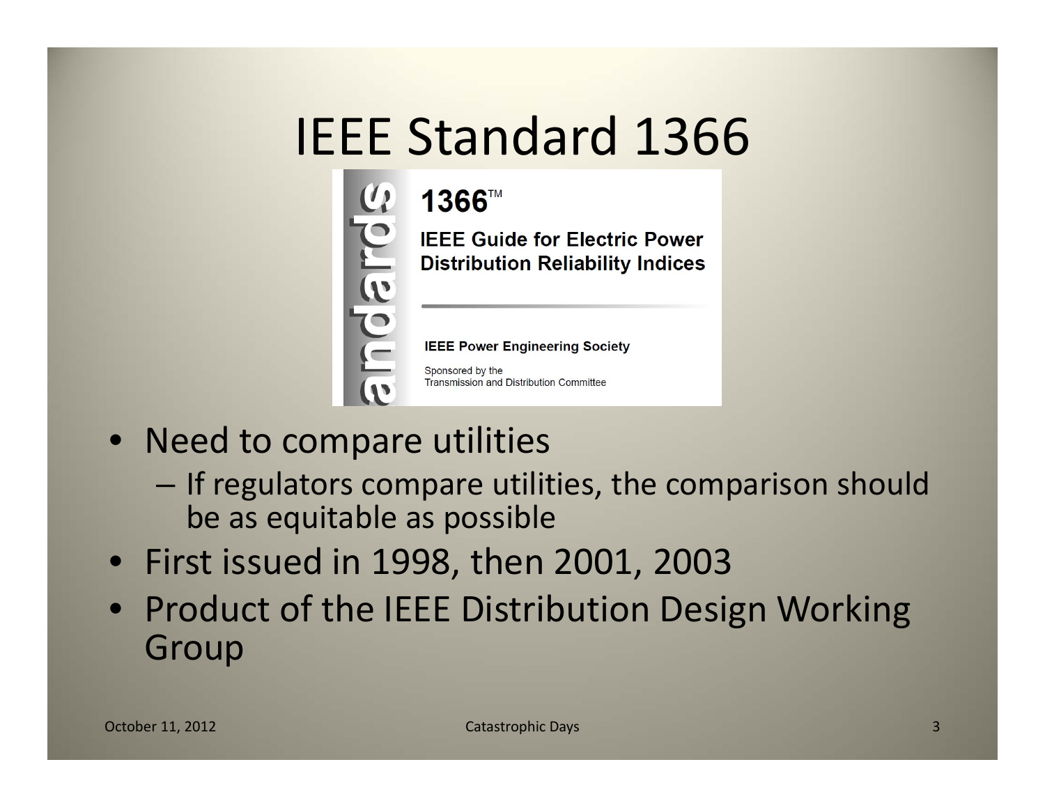# IEEE Standard 1366

1366™

**IEEE Guide for Electric Power Distribution Reliability Indices**

**IEEE Power Engineering Society**

Sponsored by the
Transmission and Distribution Committee

- Need to compare utilities
  - If regulators compare utilities, the comparison should be as equitable as possible
- First issued in 1998, then 2001, 2003
- Product of the IEEE Distribution Design Working Group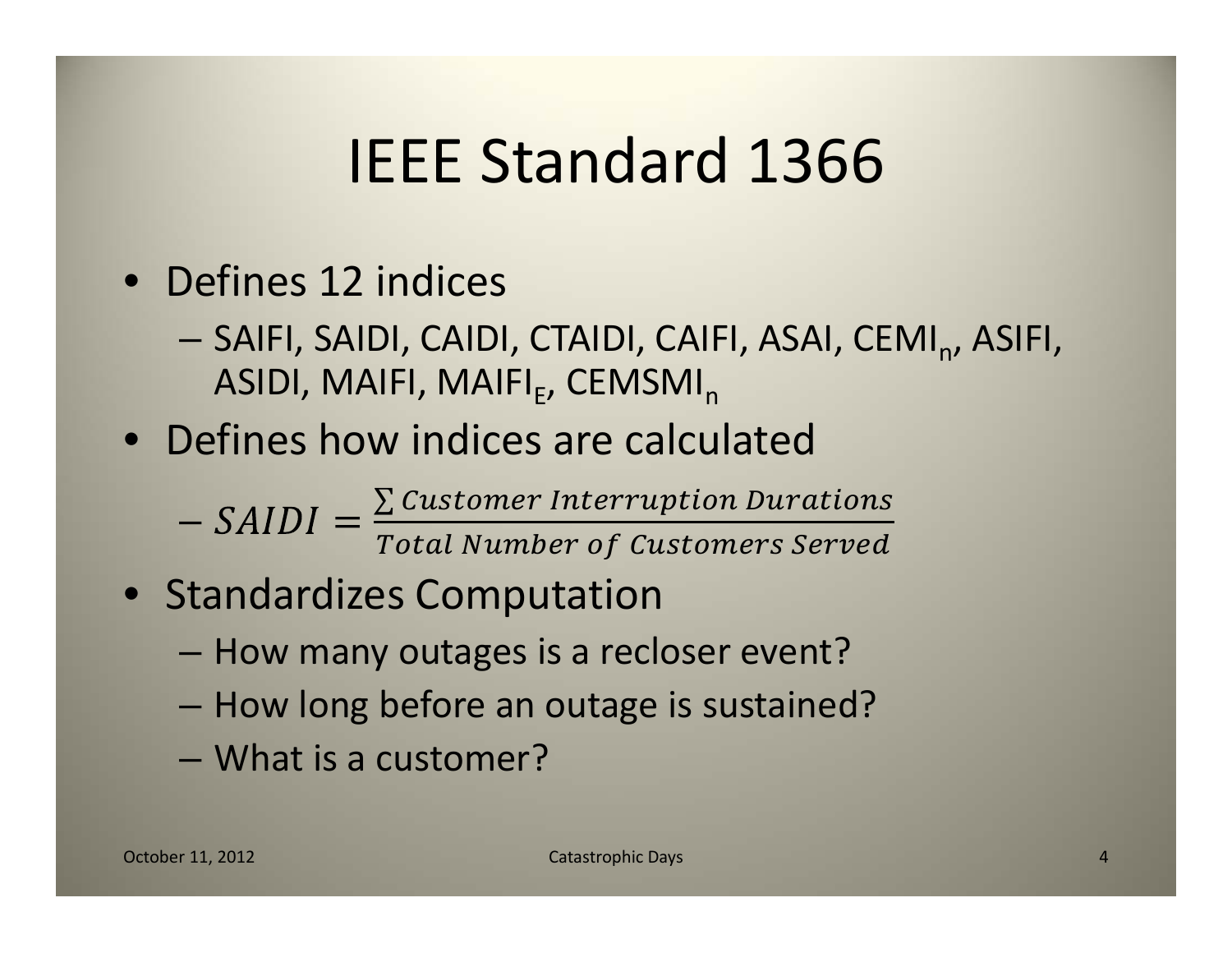# IEEE Standard 1366

- Defines 12 indices
  - SAIFI, SAIDI, CAIDI, CTAIDI, CAIFI, ASAI, $CEMI_n$, ASIFI, ASIDI, MAIFI, $MAIFI_E$, $CEMSMI_n$
- Defines how indices are calculated
  - $SAIDI = \frac{\sum Customer\ Interruption\ Durations}{Total\ Number\ of\ Customers\ Served}$
- Standardizes Computation
  - How many outages is a recloser event?
  - How long before an outage is sustained?
  - What is a customer?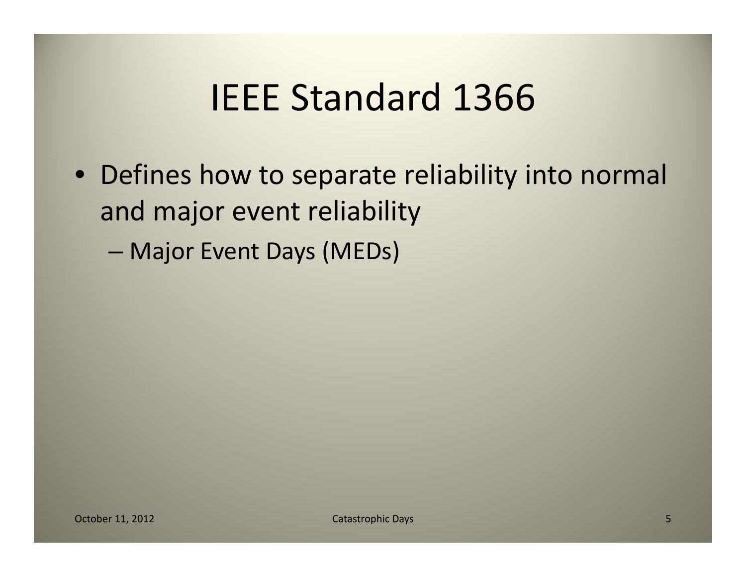# IEEE Standard 1366

- Defines how to separate reliability into normal and major event reliability
  - Major Event Days (MEDs)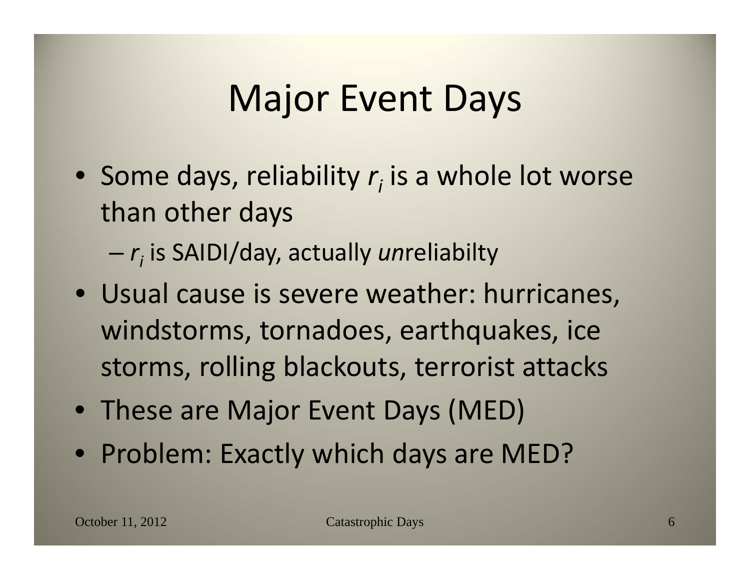# Major Event Days

- Some days, reliability $r_i$ is a whole lot worse than other days
  - $r_i$ is SAIDI/day, actually *un*reliabilty
- Usual cause is severe weather: hurricanes, windstorms, tornadoes, earthquakes, ice storms, rolling blackouts, terrorist attacks
- These are Major Event Days (MED)
- Problem: Exactly which days are MED?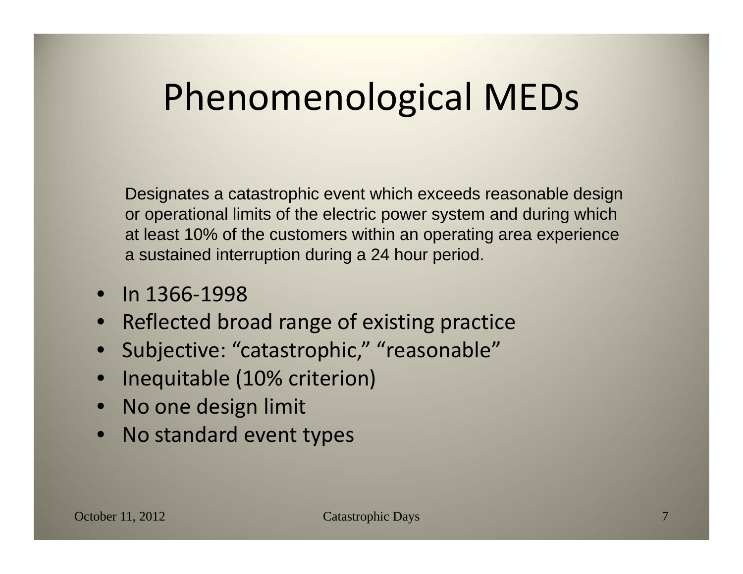# Phenomenological MEDs

Designates a catastrophic event which exceeds reasonable design or operational limits of the electric power system and during which at least 10% of the customers within an operating area experience a sustained interruption during a 24 hour period.

- In 1366-1998
- Reflected broad range of existing practice
- Subjective: “catastrophic,” “reasonable”
- Inequitable (10% criterion)
- No one design limit
- No standard event types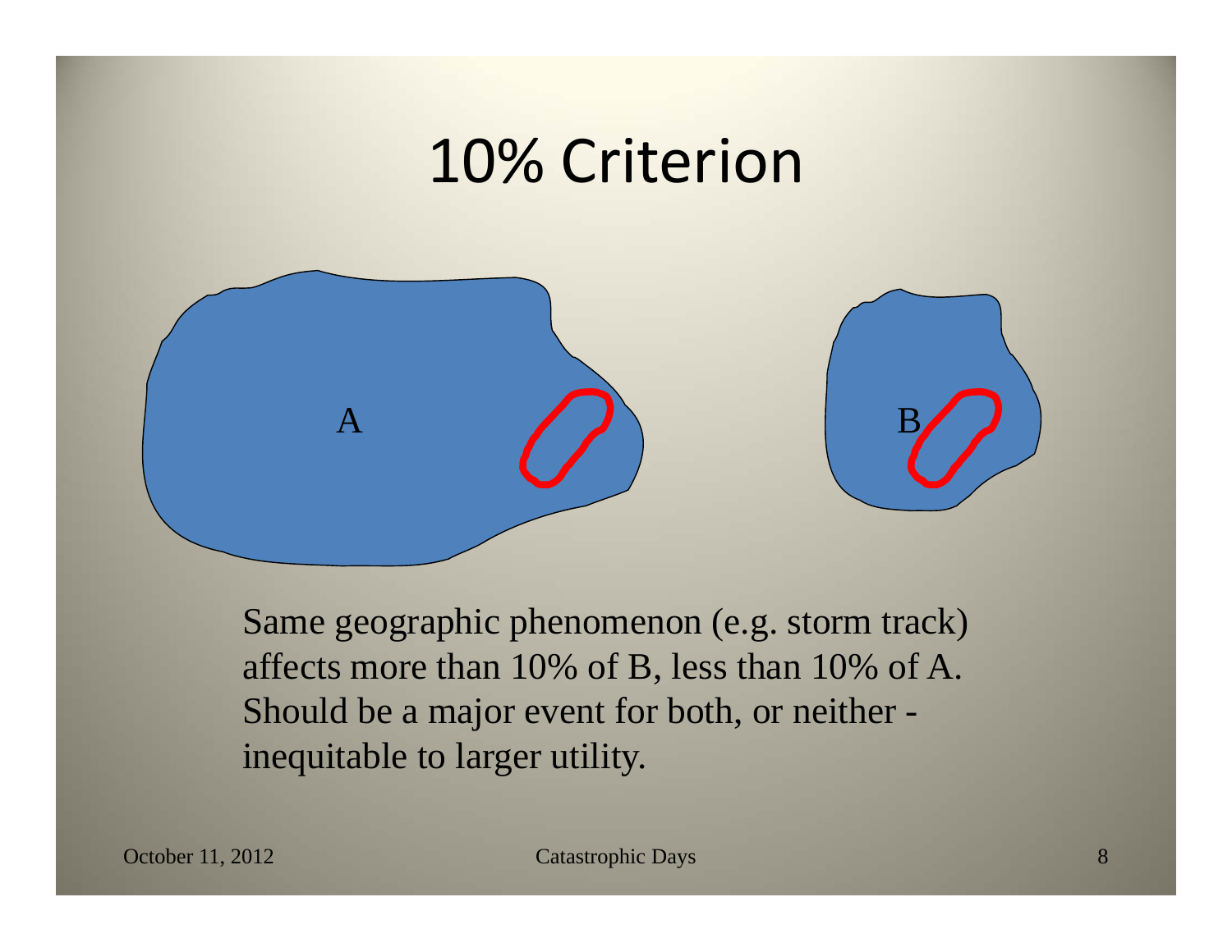# 10% Criterion

A

B

Same geographic phenomenon (e.g. storm track) affects more than 10% of B, less than 10% of A. Should be a major event for both, or neither - inequitable to larger utility.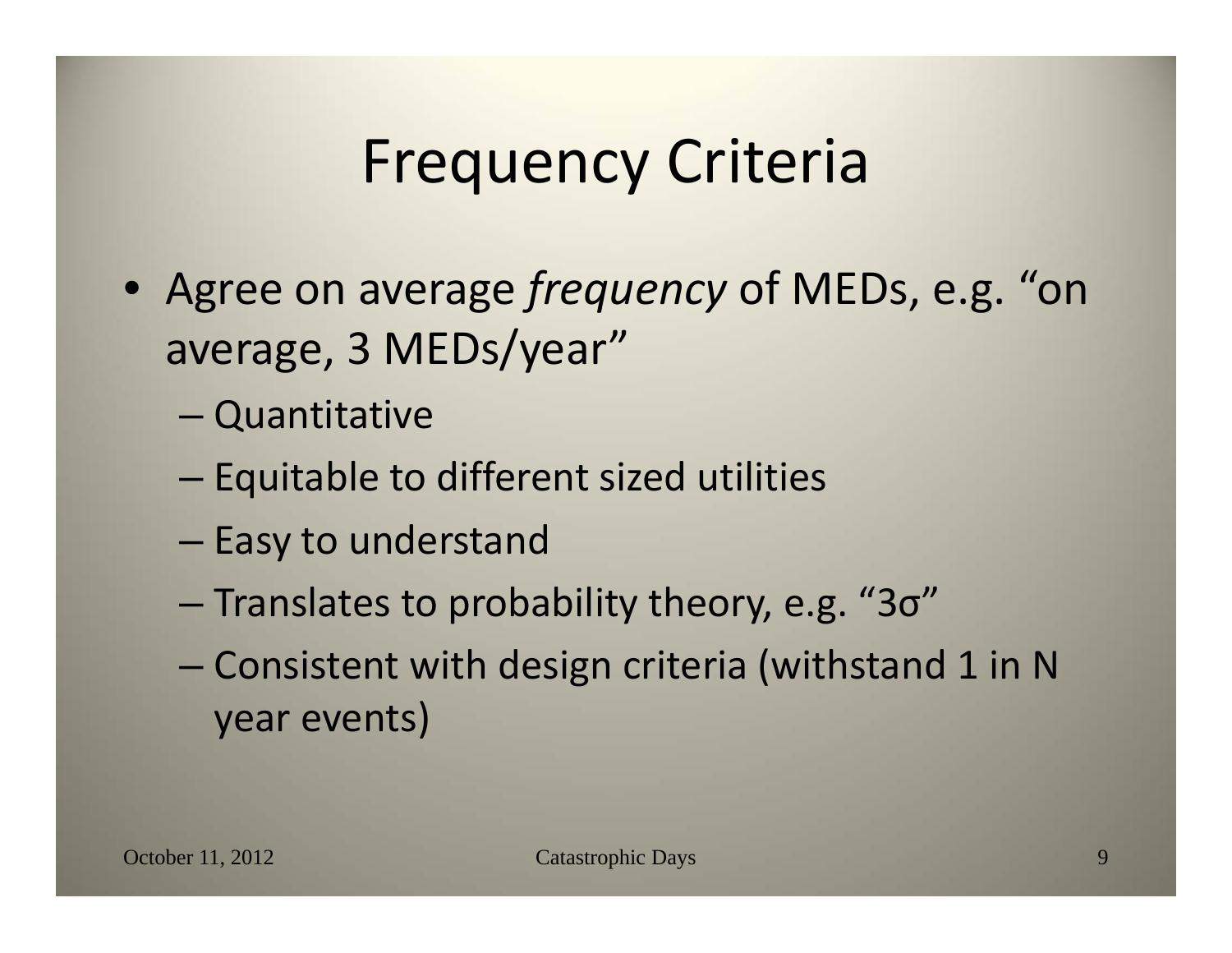# Frequency Criteria

- Agree on average *frequency* of MEDs, e.g. "on average, 3 MEDs/year"
  - Quantitative
  - Equitable to different sized utilities
  - Easy to understand
  - Translates to probability theory, e.g. "$3\sigma$"
  - Consistent with design criteria (withstand 1 in N year events)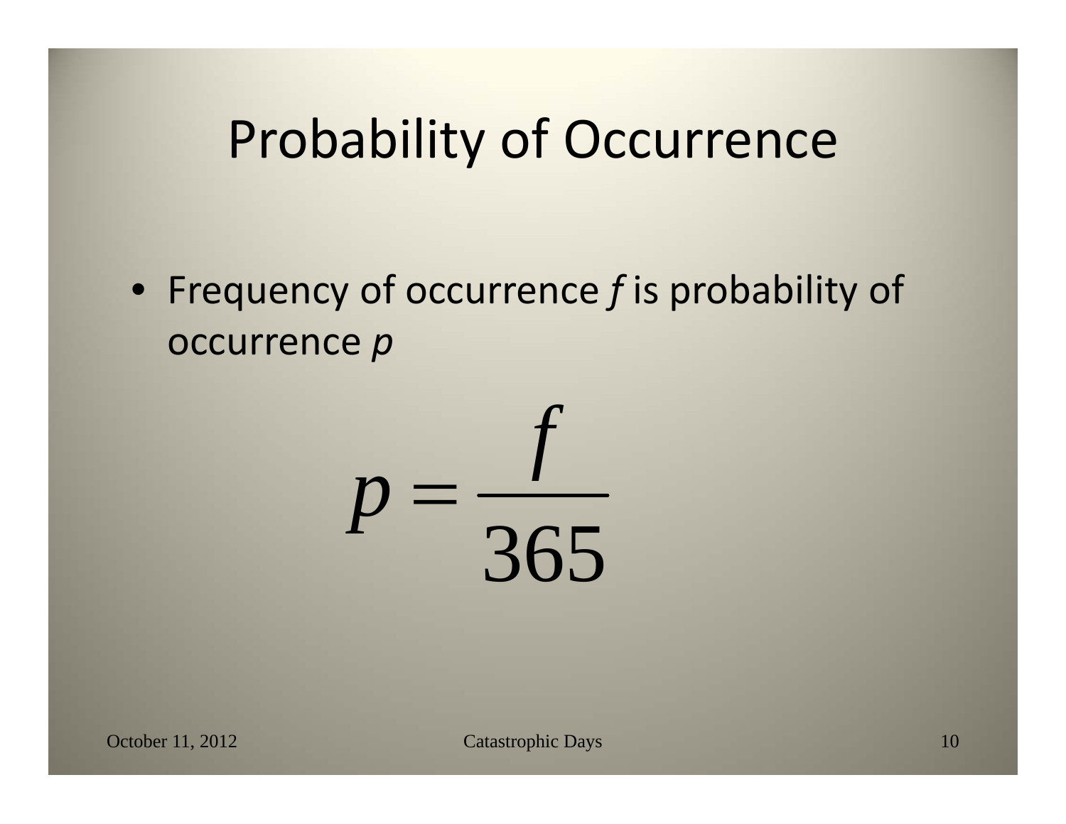# Probability of Occurrence

- Frequency of occurrence $f$ is probability of occurrence $p$

$$p = \frac{f}{365}$$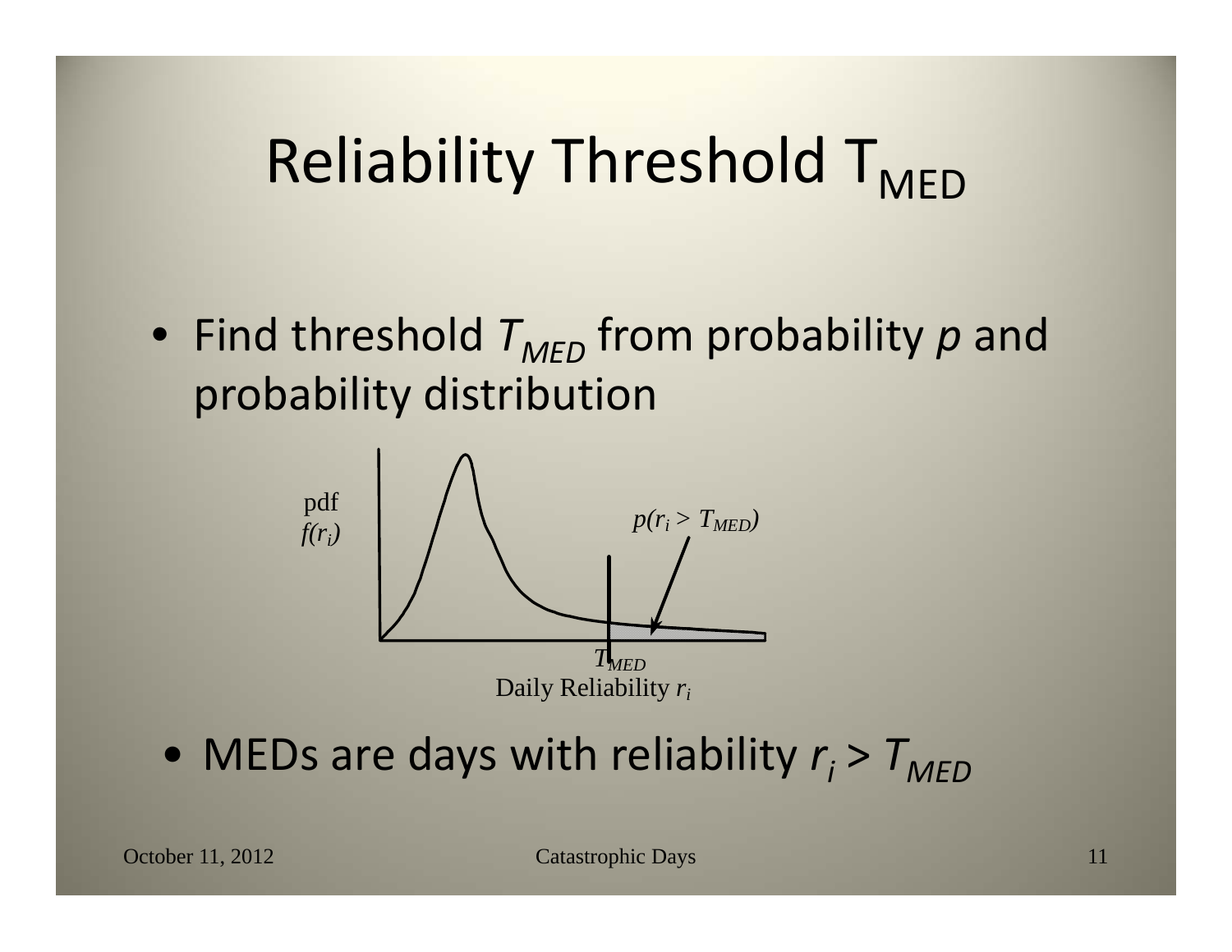# Reliability Threshold $T_{MED}$

- Find threshold $T_{MED}$ from probability $p$ and probability distribution

pdf $f(r_i)$

$p(r_i > T_{MED})$

$T_{MED}$

Daily Reliability $r_i$

- MEDs are days with reliability $r_i > T_{MED}$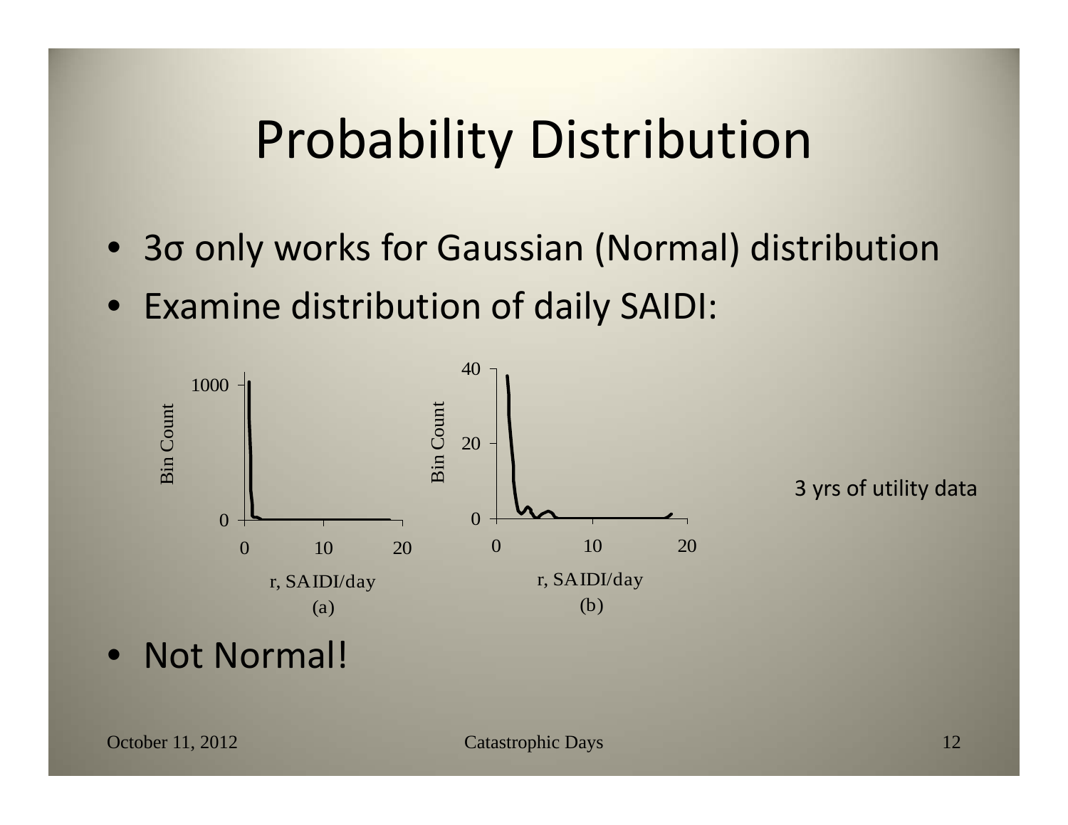# Probability Distribution

- 3σ only works for Gaussian (Normal) distribution
- Examine distribution of daily SAIDI:

(a) r, SAIDI/day

(b) r, SAIDI/day

3 yrs of utility data

- Not Normal!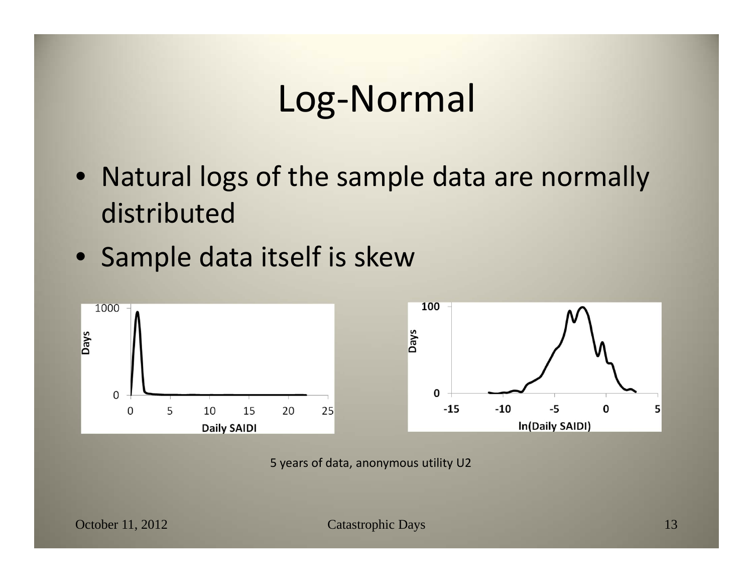# Log-Normal

- Natural logs of the sample data are normally distributed
- Sample data itself is skew

5 years of data, anonymous utility U2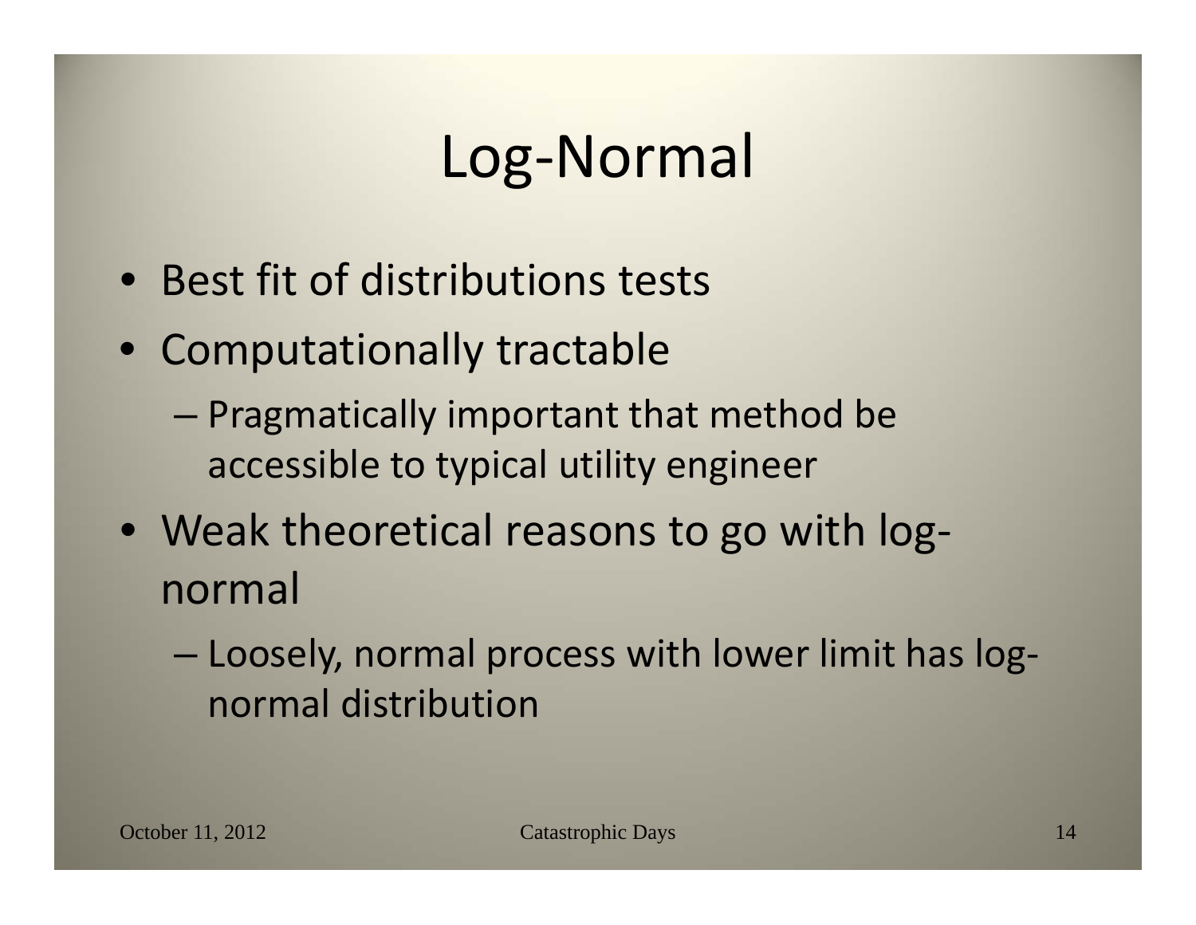# Log-Normal

- Best fit of distributions tests
- Computationally tractable
  - Pragmatically important that method be accessible to typical utility engineer
- Weak theoretical reasons to go with log-normal
  - Loosely, normal process with lower limit has log-normal distribution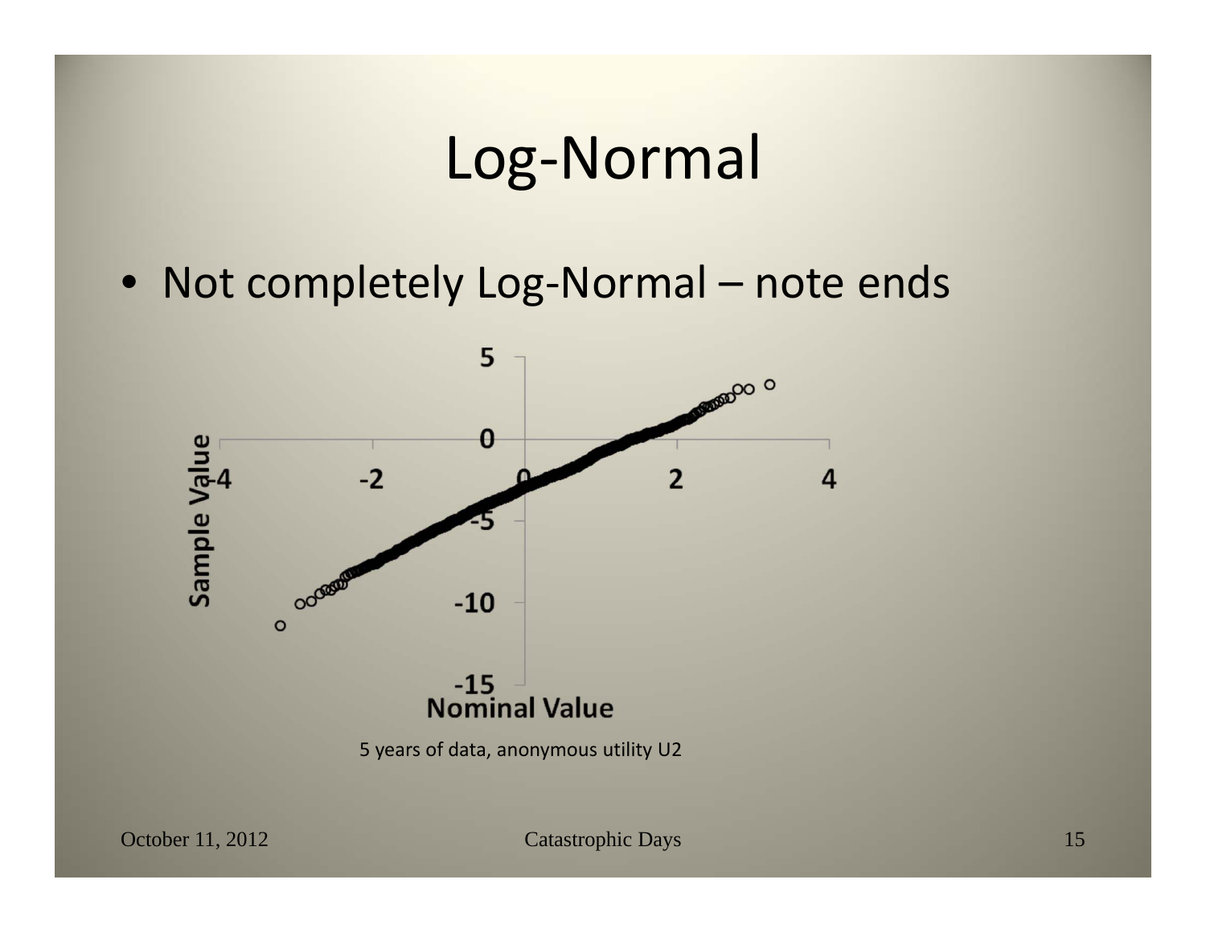# Log-Normal

- Not completely Log-Normal – note ends

5 years of data, anonymous utility U2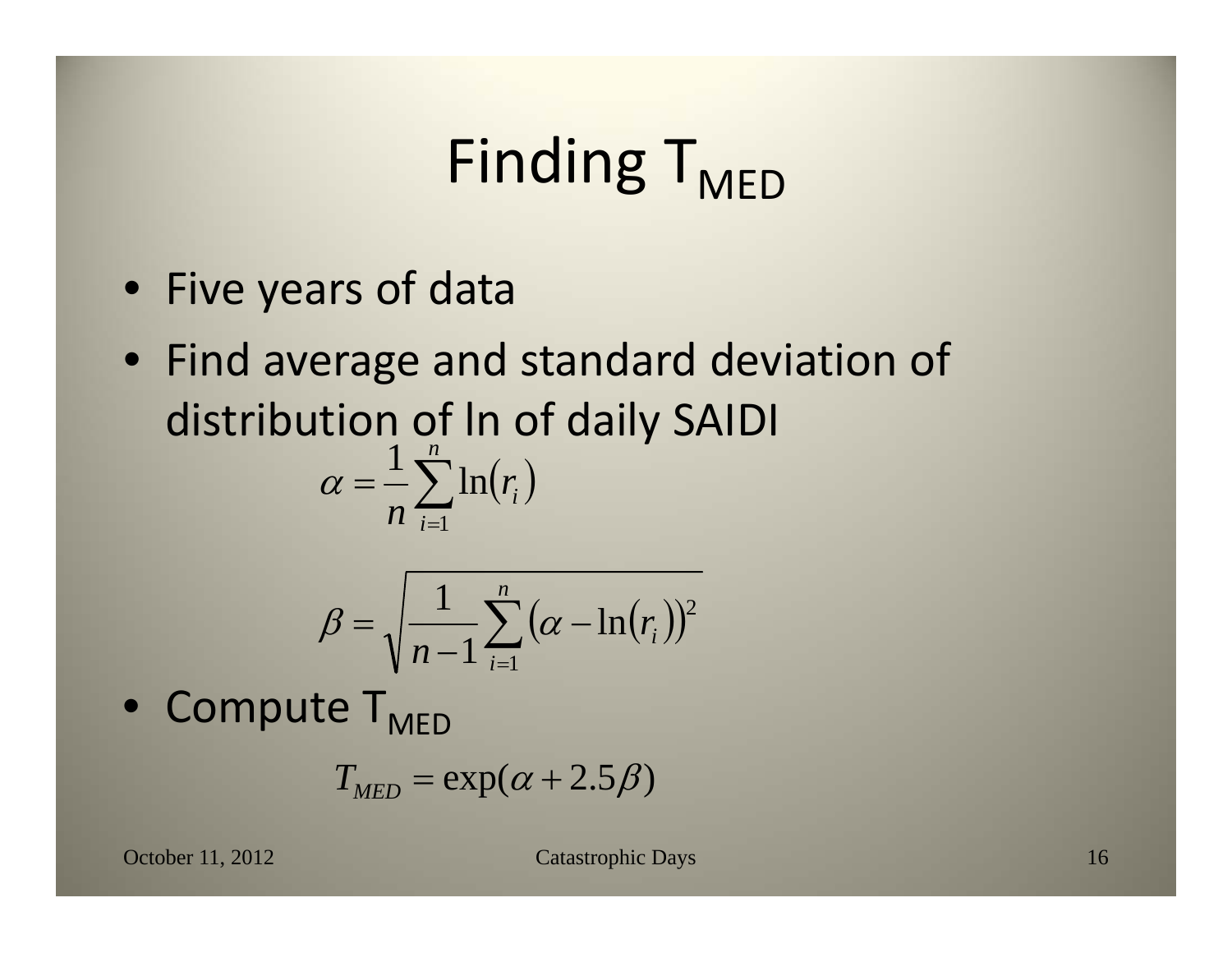# Finding $T_{MED}$

- Five years of data
- Find average and standard deviation of distribution of ln of daily SAIDI

$$\alpha = \frac{1}{n}\sum_{i=1}^{n} \ln(r_i)$$

$$\beta = \sqrt{\frac{1}{n-1}\sum_{i=1}^{n} \left(\alpha - \ln(r_i)\right)^2}$$

- Compute $T_{MED}$

$$T_{MED} = \exp(\alpha + 2.5\beta)$$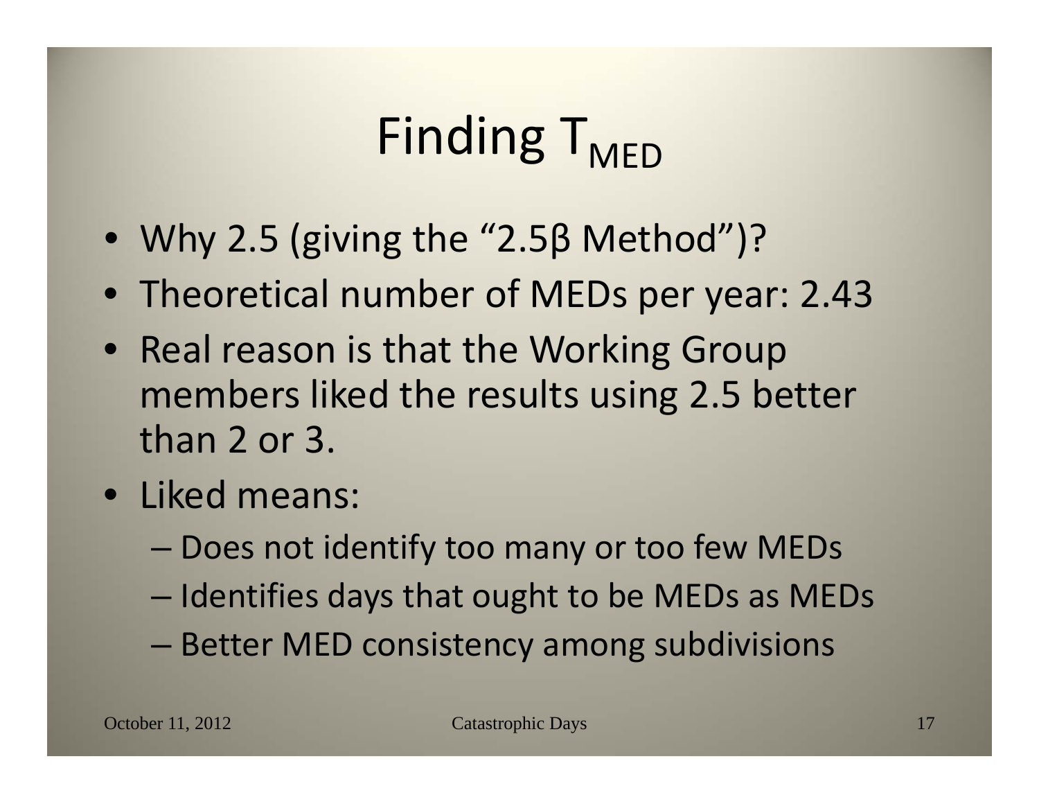# Finding $T_{MED}$

- Why 2.5 (giving the "2.5β Method")?
- Theoretical number of MEDs per year: 2.43
- Real reason is that the Working Group members liked the results using 2.5 better than 2 or 3.
- Liked means:
  - Does not identify too many or too few MEDs
  - Identifies days that ought to be MEDs as MEDs
  - Better MED consistency among subdivisions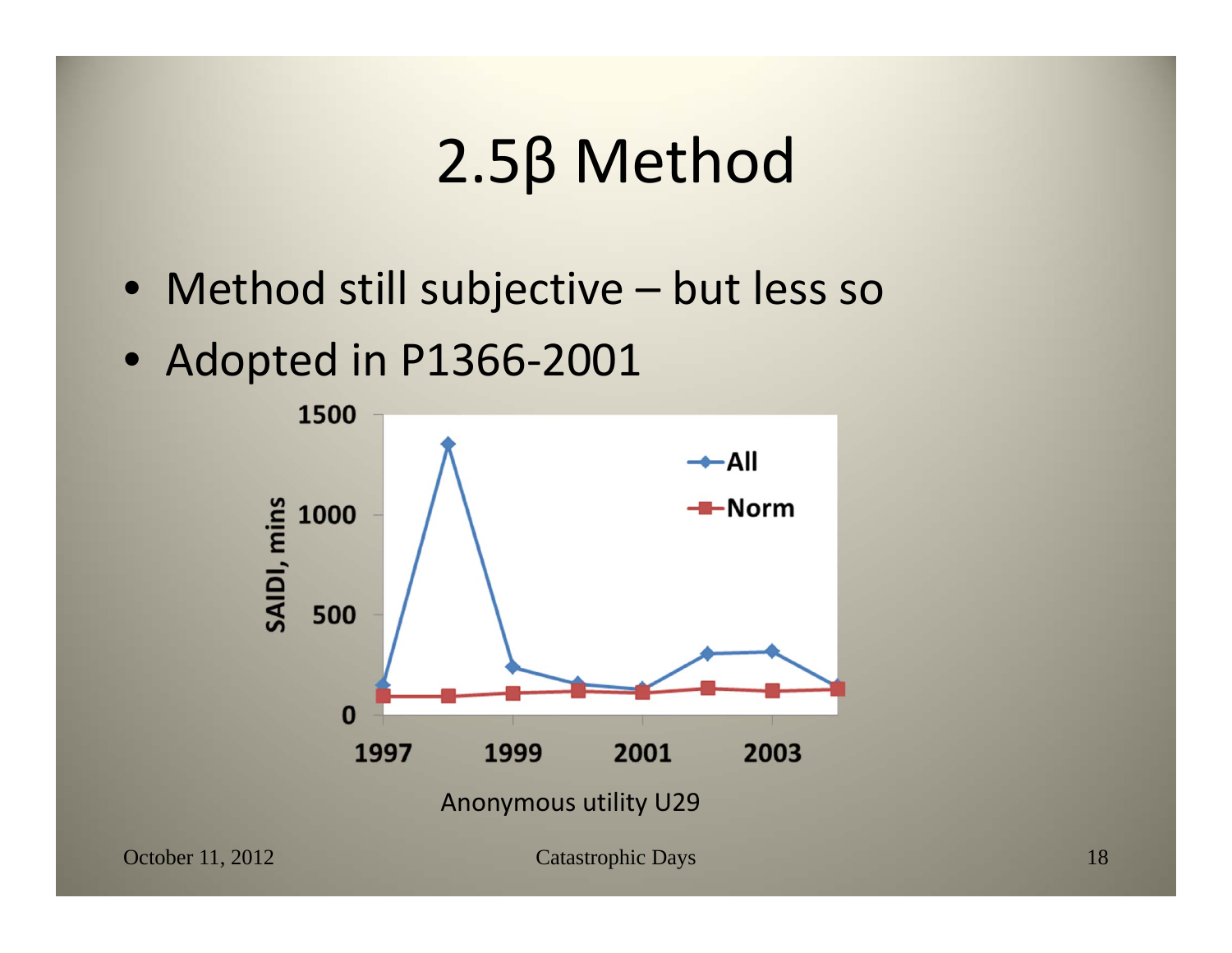# 2.5β Method

- Method still subjective – but less so
- Adopted in P1366-2001

Anonymous utility U29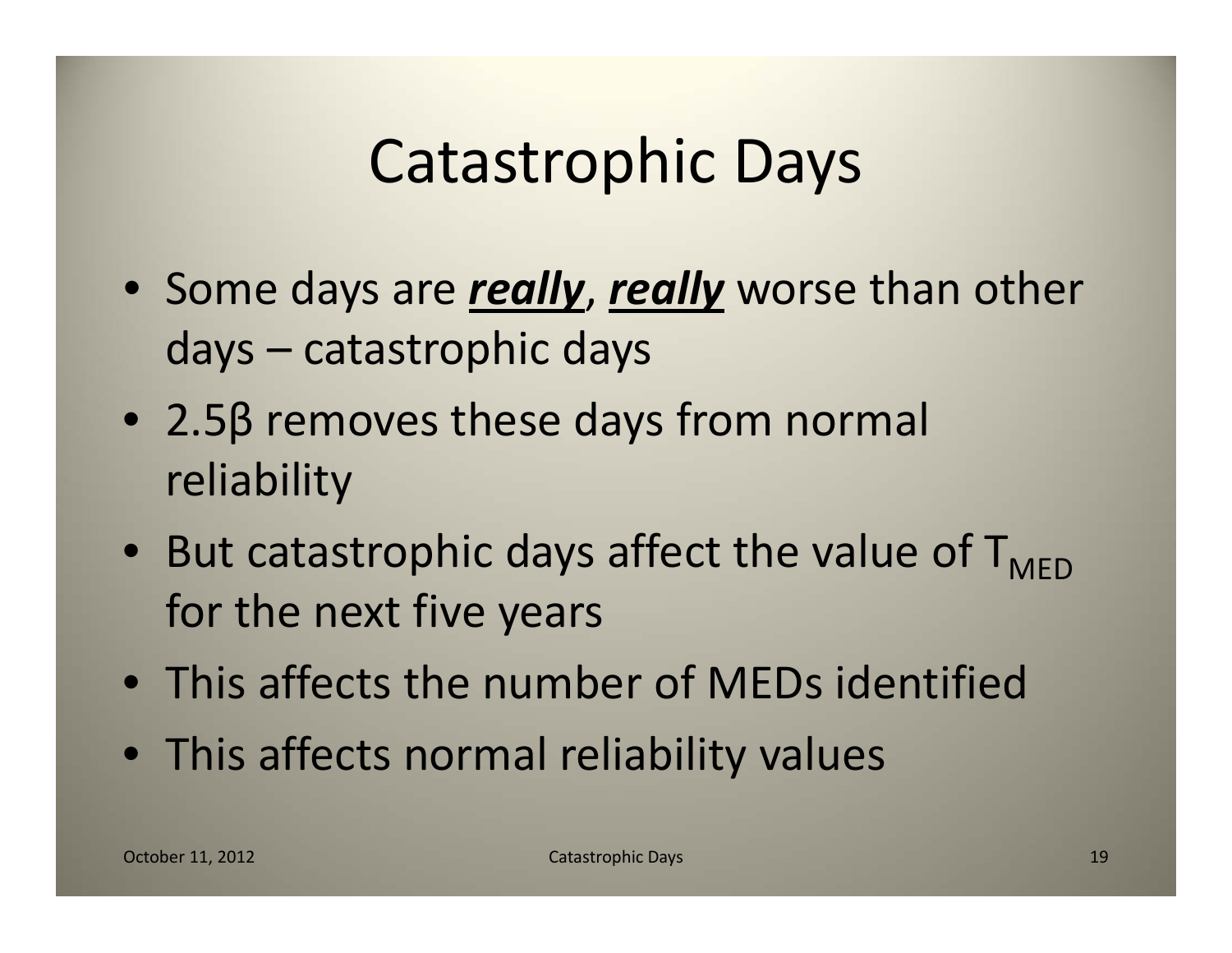# Catastrophic Days

- Some days are ***really***, ***really*** worse than other days – catastrophic days
- 2.5β removes these days from normal reliability
- But catastrophic days affect the value of $T_{MED}$ for the next five years
- This affects the number of MEDs identified
- This affects normal reliability values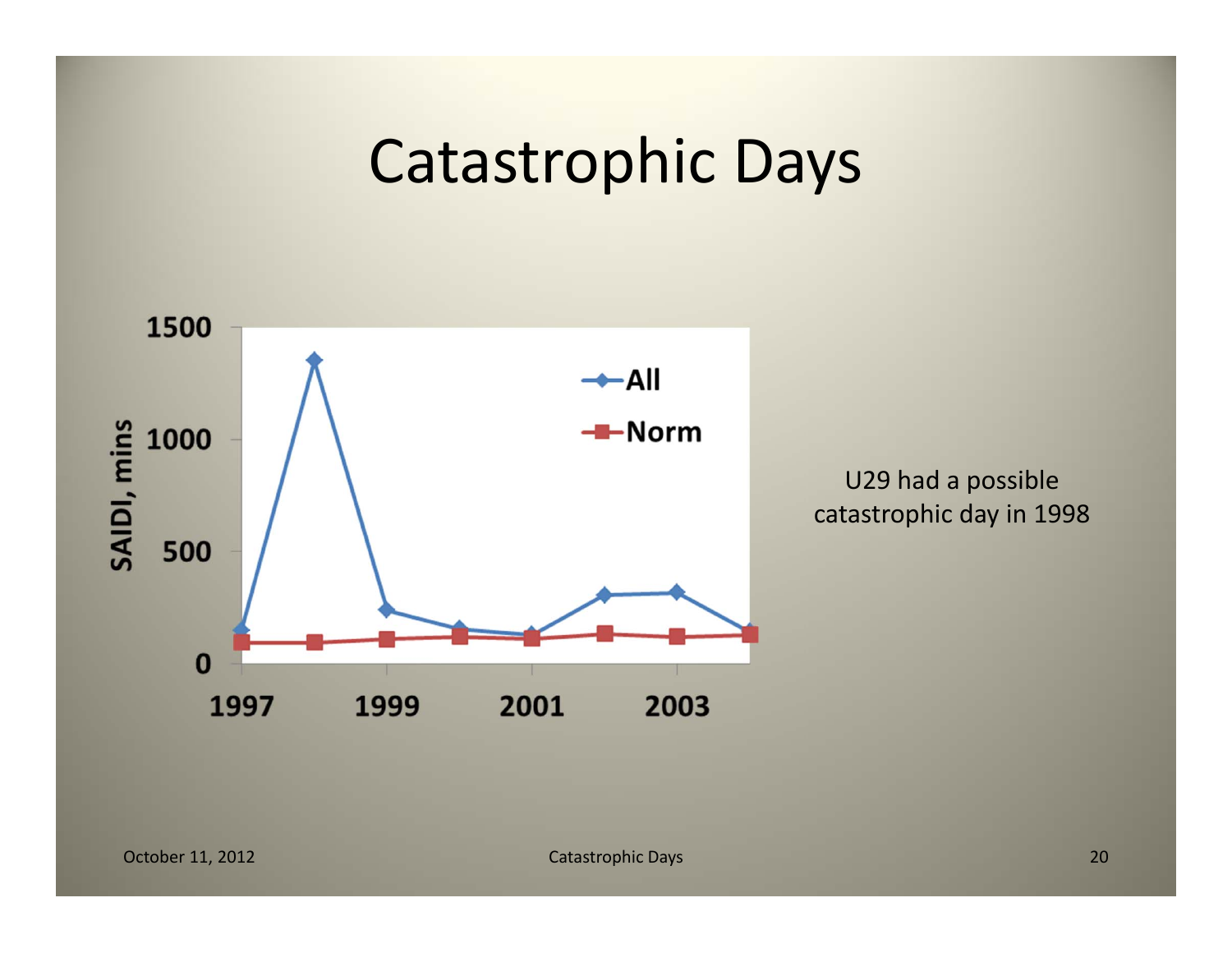# Catastrophic Days

U29 had a possible catastrophic day in 1998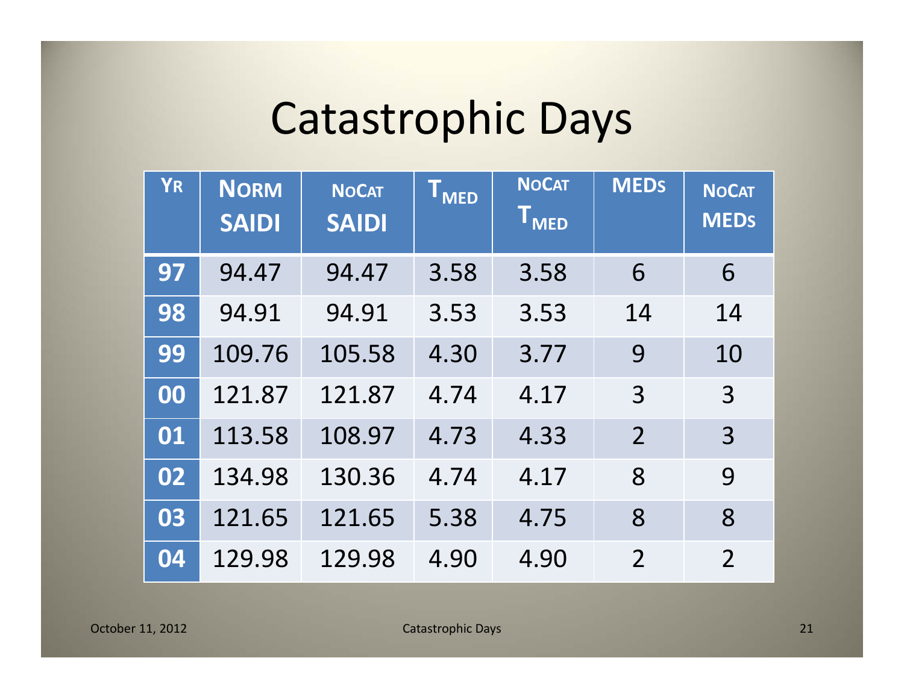# Catastrophic Days

| YR | NORM SAIDI | NOCAT SAIDI | $T_{MED}$ | NOCAT $T_{MED}$ | MEDs | NOCAT MEDs |
|---|---|---|---|---|---|---|
| 97 | 94.47 | 94.47 | 3.58 | 3.58 | 6 | 6 |
| 98 | 94.91 | 94.91 | 3.53 | 3.53 | 14 | 14 |
| 99 | 109.76 | 105.58 | 4.30 | 3.77 | 9 | 10 |
| 00 | 121.87 | 121.87 | 4.74 | 4.17 | 3 | 3 |
| 01 | 113.58 | 108.97 | 4.73 | 4.33 | 2 | 3 |
| 02 | 134.98 | 130.36 | 4.74 | 4.17 | 8 | 9 |
| 03 | 121.65 | 121.65 | 5.38 | 4.75 | 8 | 8 |
| 04 | 129.98 | 129.98 | 4.90 | 4.90 | 2 | 2 |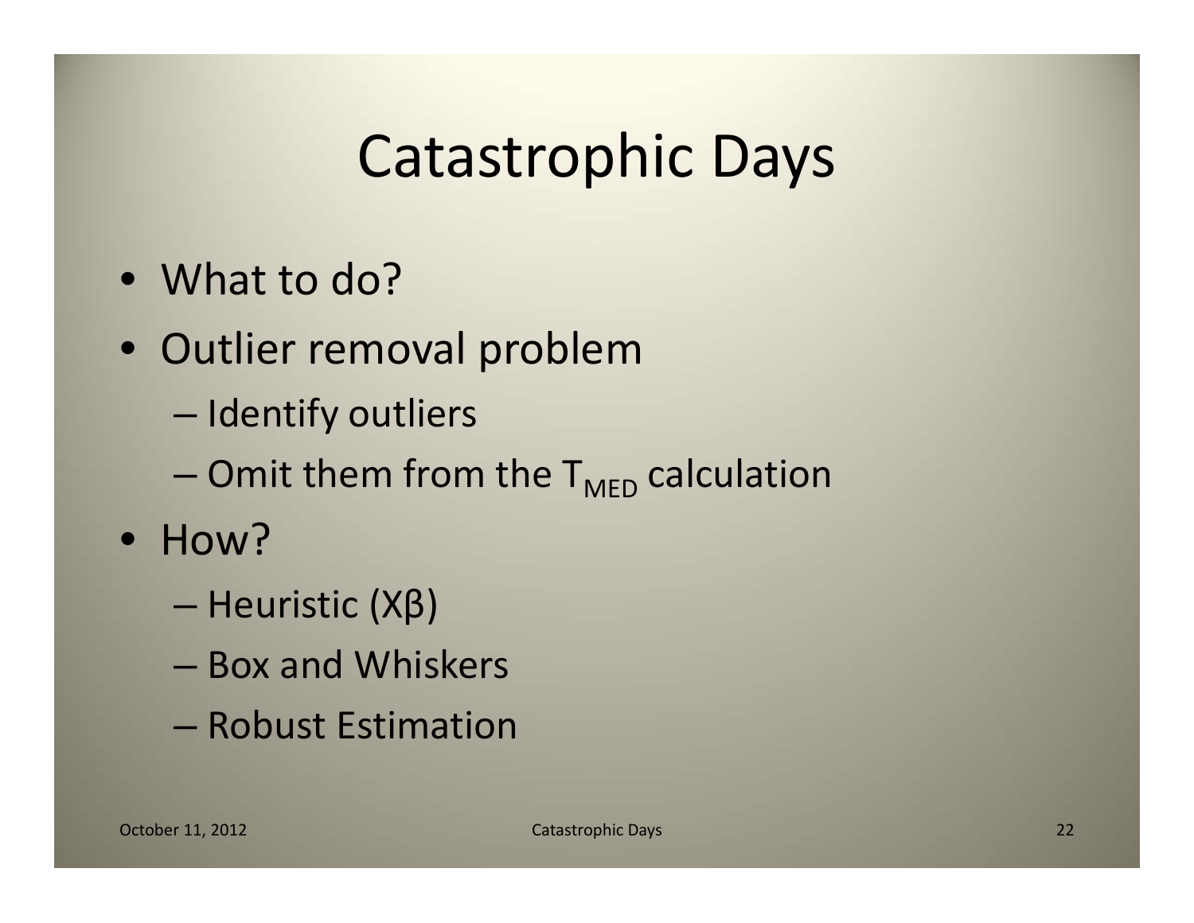# Catastrophic Days

- What to do?
- Outlier removal problem
  - Identify outliers
  - Omit them from the $T_{MED}$ calculation
- How?
  - Heuristic ($X\beta$)
  - Box and Whiskers
  - Robust Estimation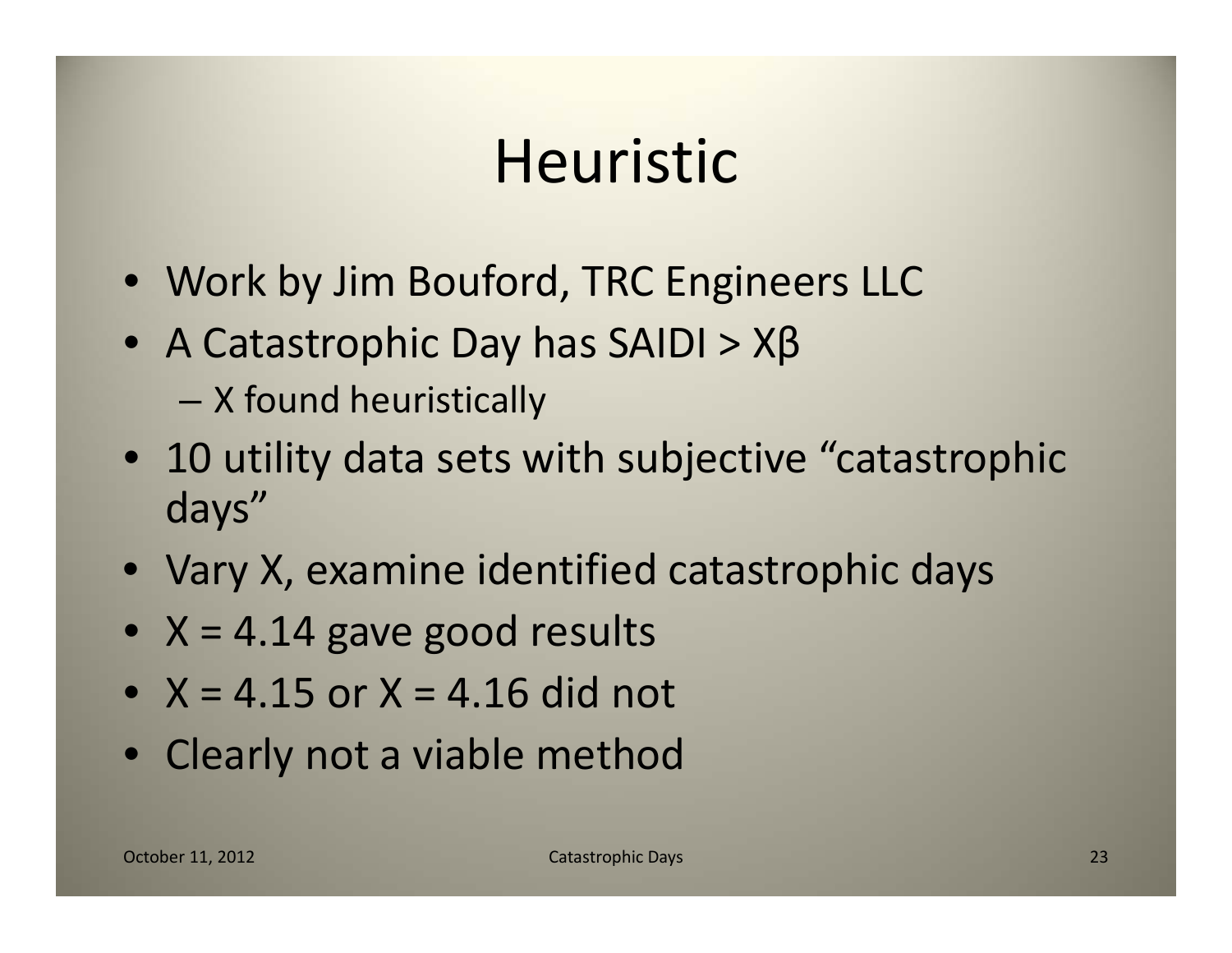# Heuristic

- Work by Jim Bouford, TRC Engineers LLC
- A Catastrophic Day has SAIDI > $X\beta$
  - X found heuristically
- 10 utility data sets with subjective "catastrophic days"
- Vary X, examine identified catastrophic days
- $X = 4.14$ gave good results
- $X = 4.15$ or $X = 4.16$ did not
- Clearly not a viable method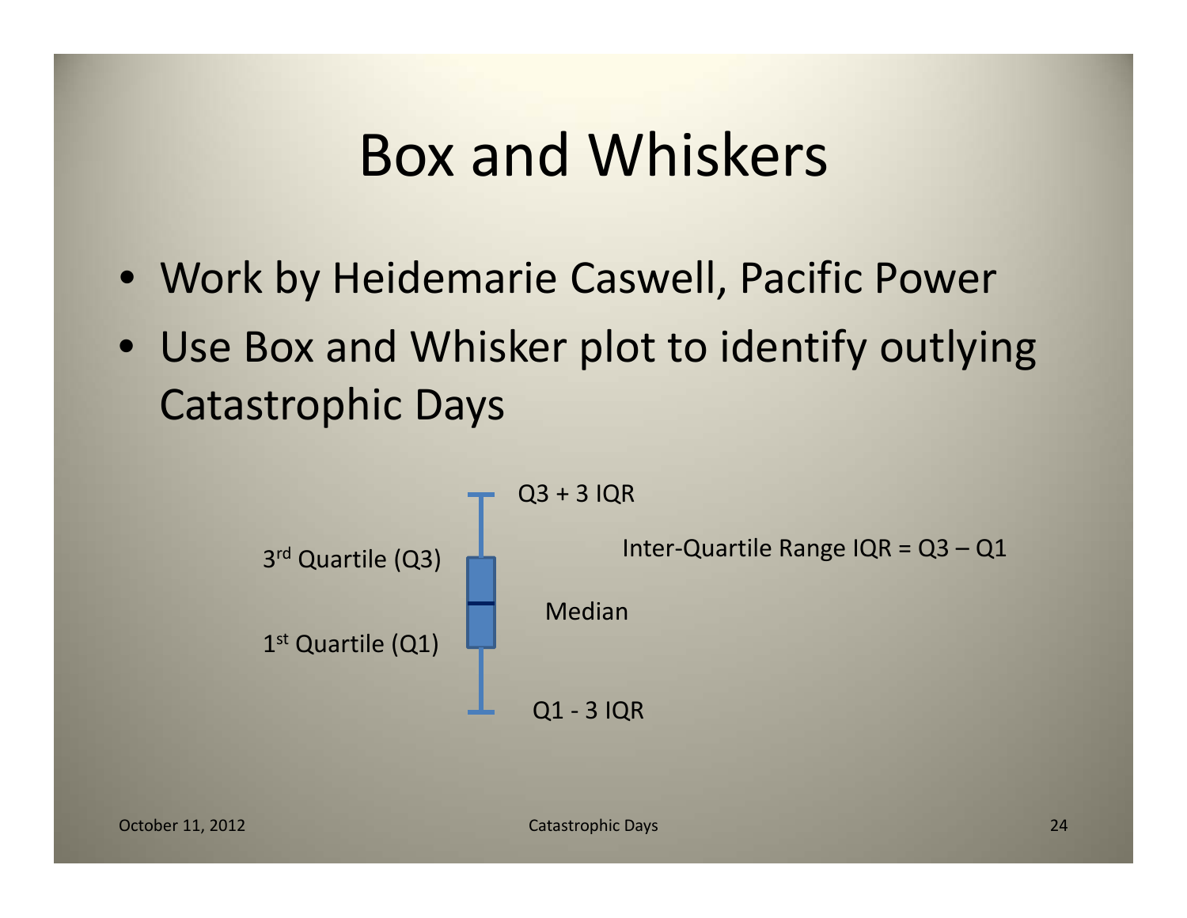# Box and Whiskers

- Work by Heidemarie Caswell, Pacific Power
- Use Box and Whisker plot to identify outlying Catastrophic Days

Q3 + 3 IQR

3rd Quartile (Q3)

Inter-Quartile Range IQR = Q3 – Q1

Median

1st Quartile (Q1)

Q1 - 3 IQR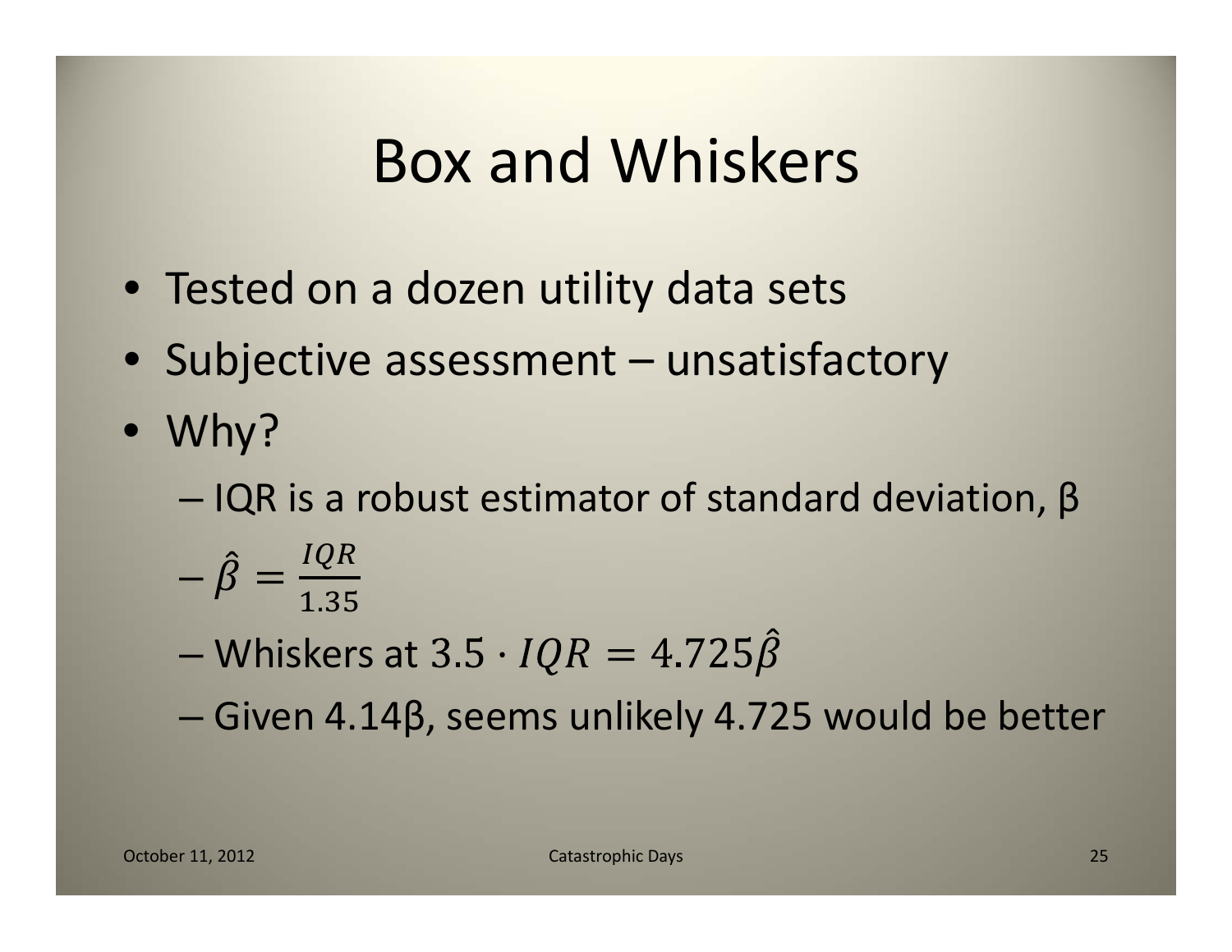# Box and Whiskers

- Tested on a dozen utility data sets
- Subjective assessment – unsatisfactory
- Why?
  - IQR is a robust estimator of standard deviation, β
  - $\hat{\beta} = \frac{IQR}{1.35}$
  - Whiskers at $3.5 \cdot IQR = 4.725\hat{\beta}$
  - Given 4.14β, seems unlikely 4.725 would be better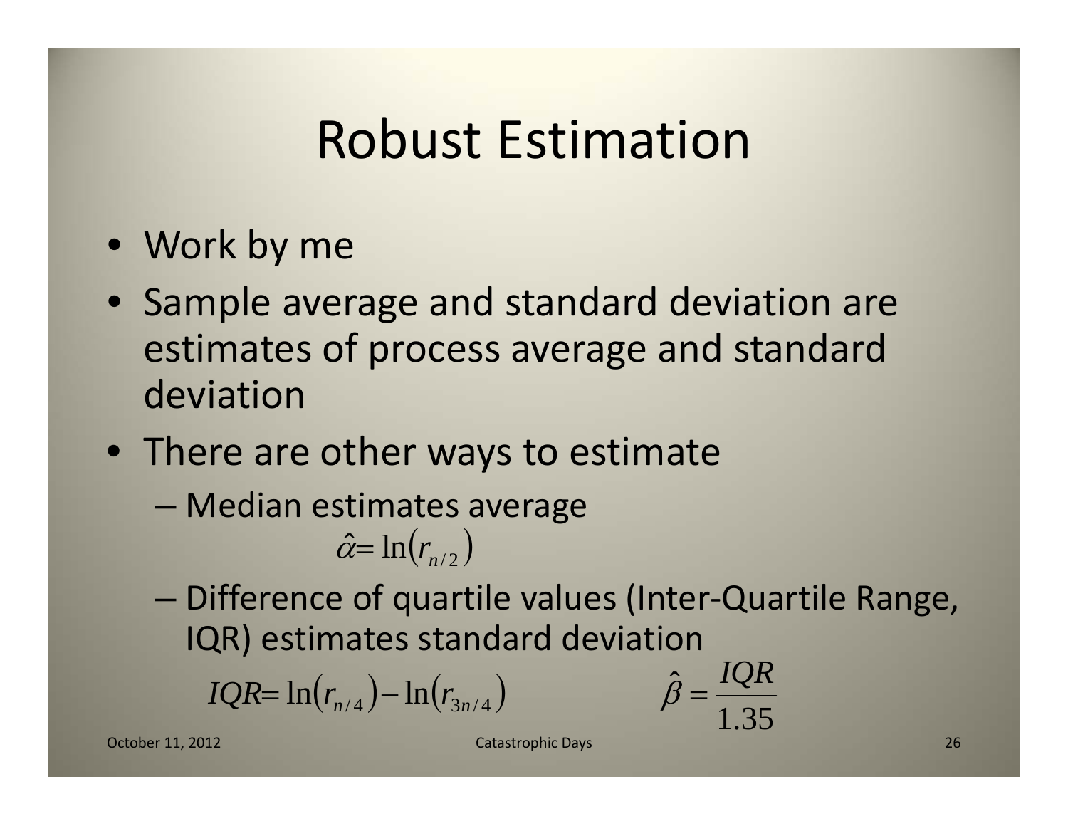# Robust Estimation

- Work by me
- Sample average and standard deviation are estimates of process average and standard deviation
- There are other ways to estimate
  - Median estimates average

    $$\hat{\alpha} = \ln\left(r_{n/2}\right)$$

  - Difference of quartile values (Inter-Quartile Range, IQR) estimates standard deviation

    $$IQR = \ln\left(r_{n/4}\right) - \ln\left(r_{3n/4}\right) \qquad \hat{\beta} = \frac{IQR}{1.35}$$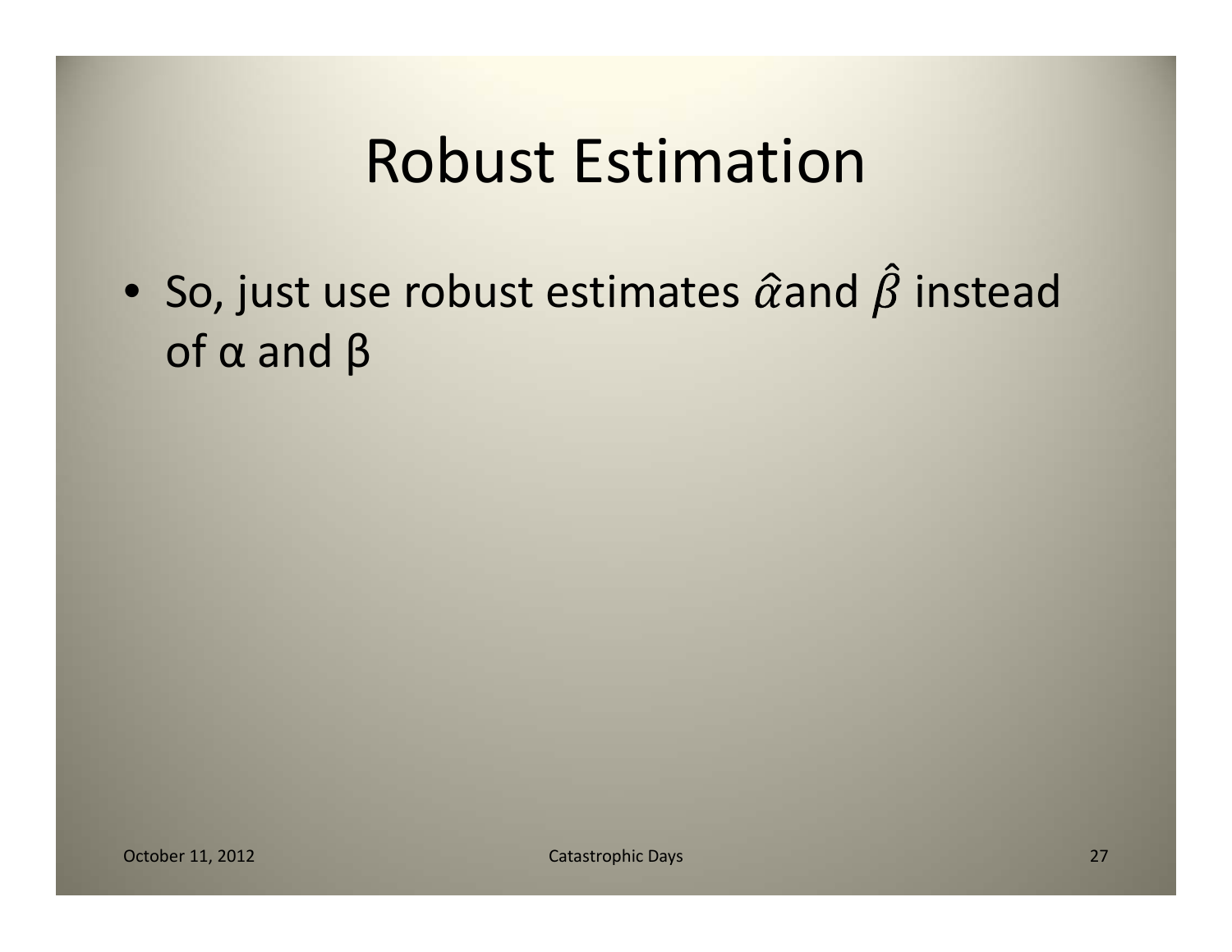# Robust Estimation

- So, just use robust estimates $\hat{\alpha}$ and $\hat{\beta}$ instead of $\alpha$ and $\beta$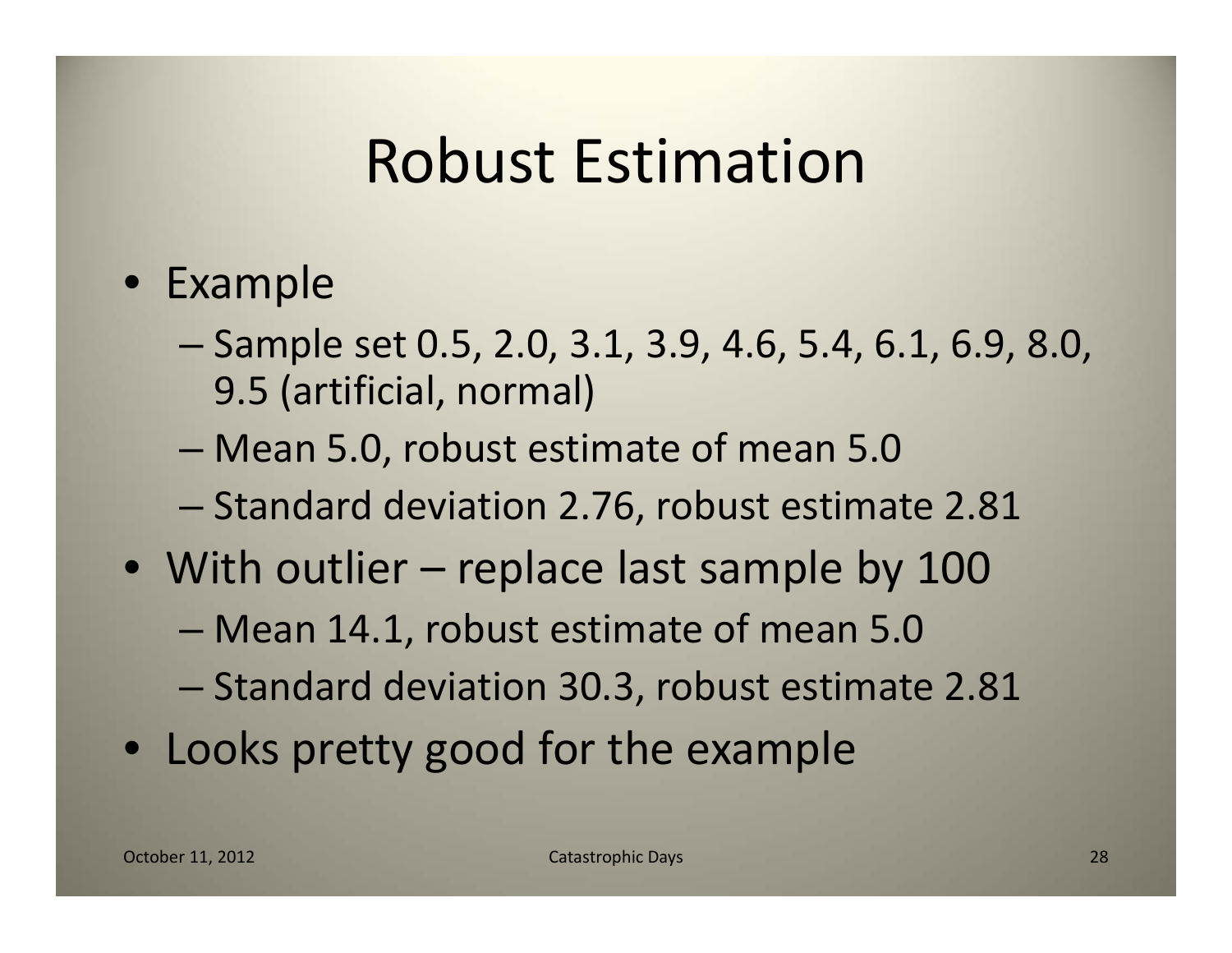# Robust Estimation

- Example
  - Sample set 0.5, 2.0, 3.1, 3.9, 4.6, 5.4, 6.1, 6.9, 8.0, 9.5 (artificial, normal)
  - Mean 5.0, robust estimate of mean 5.0
  - Standard deviation 2.76, robust estimate 2.81
- With outlier – replace last sample by 100
  - Mean 14.1, robust estimate of mean 5.0
  - Standard deviation 30.3, robust estimate 2.81
- Looks pretty good for the example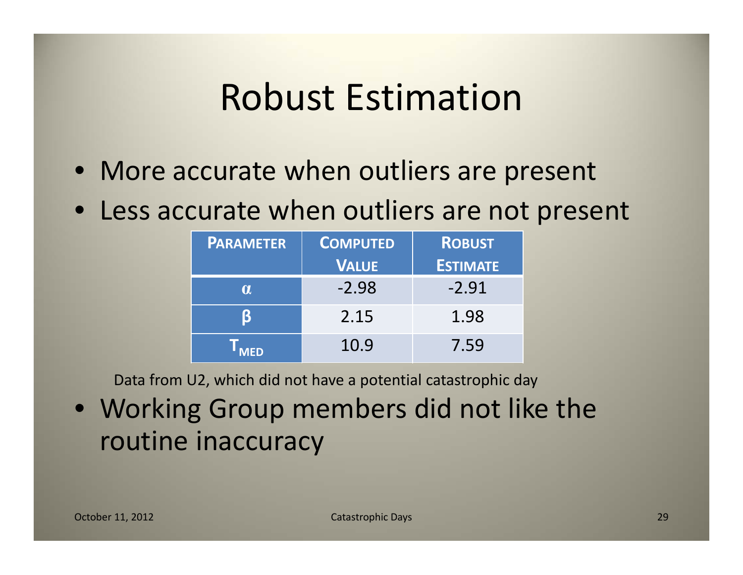# Robust Estimation

- More accurate when outliers are present
- Less accurate when outliers are not present

| PARAMETER | COMPUTED VALUE | ROBUST ESTIMATE |
|---|---|---|
| $\alpha$ | -2.98 | -2.91 |
| $\beta$ | 2.15 | 1.98 |
| $T_{MED}$ | 10.9 | 7.59 |

Data from U2, which did not have a potential catastrophic day

- Working Group members did not like the routine inaccuracy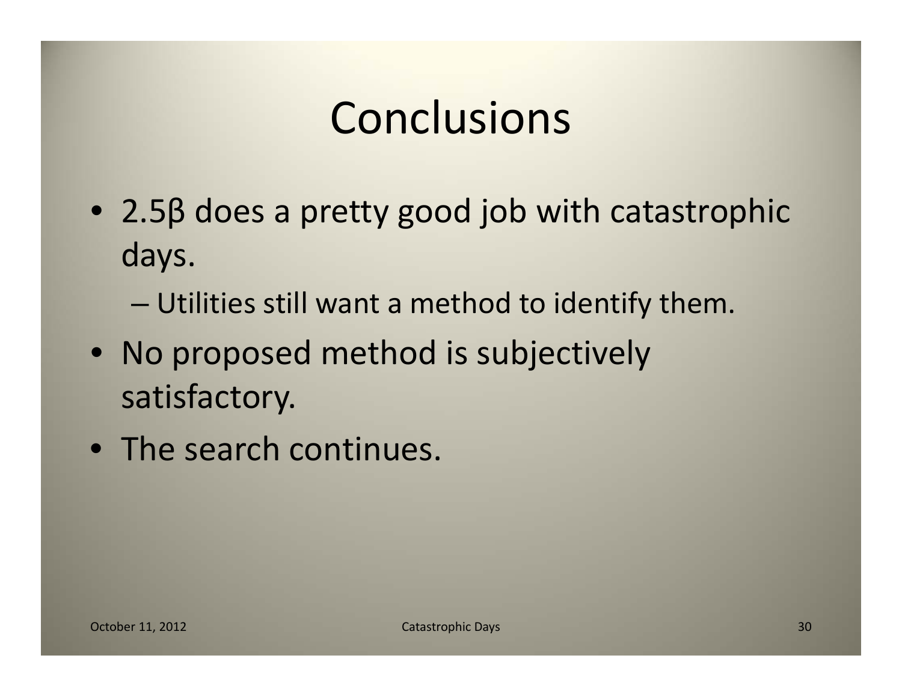# Conclusions

- 2.5β does a pretty good job with catastrophic days.
  - Utilities still want a method to identify them.
- No proposed method is subjectively satisfactory.
- The search continues.